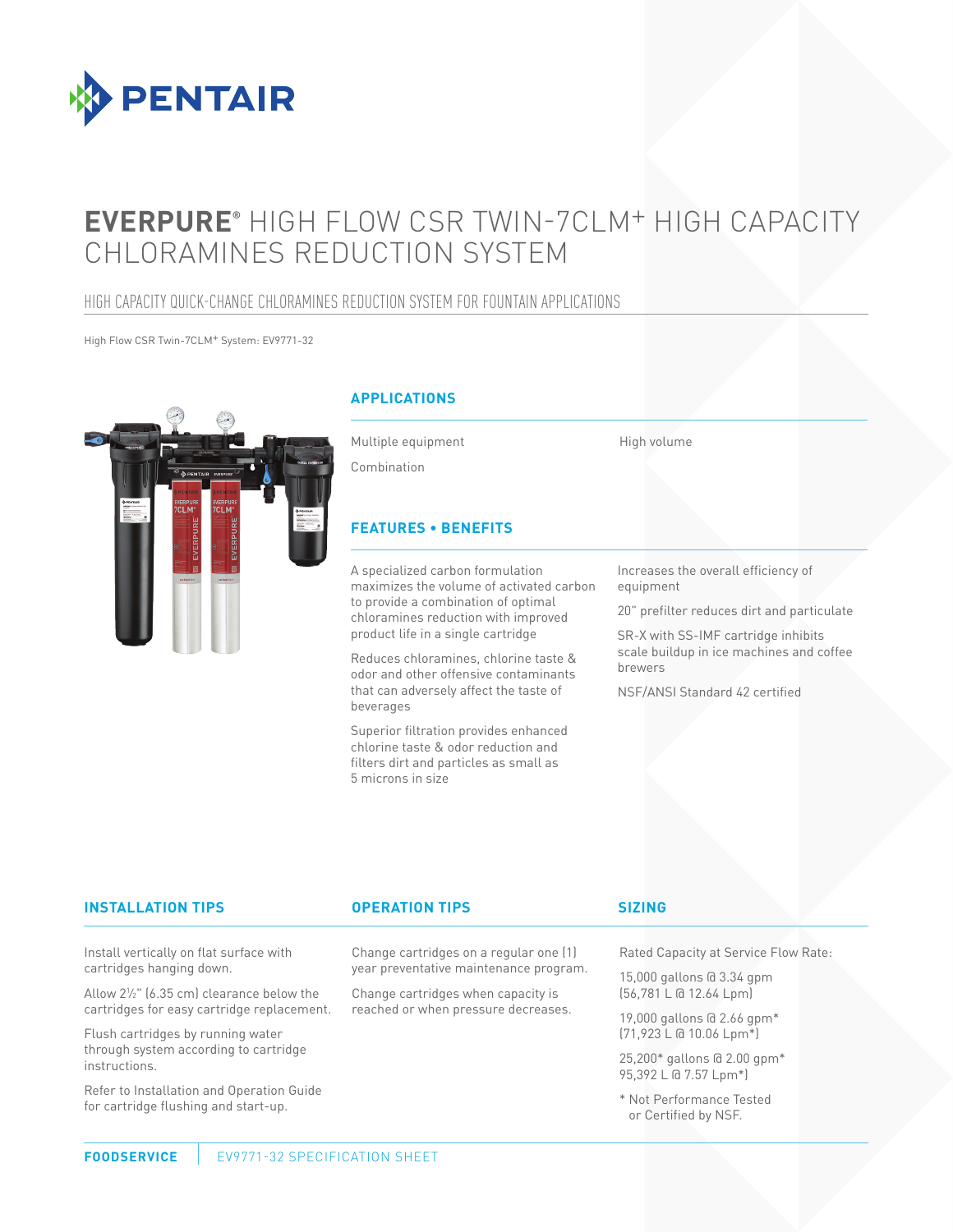# EVERPURE® HIGH FLOW CSR TWIN-7CLM+ HIGH CAPACITY CHLORAMINES REDUCTION SYSTEM

## HIGH CAPACITY QUICK-CHANGE CHLORAMINES REDUCTION SYSTEM FOR FOUNTAIN APPLICATIONS

High Flow CSR Twin-7CLM+ System: EV9771-32

### APPLICATIONS

- Multiple equipment
- Combination
- High volume

### FEATURES • BENEFITS

- A specialized carbon formulation maximizes the volume of activated carbon to provide a combination of optimal chloramines reduction with improved product life in a single cartridge
- Reduces chloramines, chlorine taste & odor and other offensive contaminants that can adversely affect the taste of beverages
- Superior filtration provides enhanced chlorine taste & odor reduction and filters dirt and particles as small as 5 microns in size
- Increases the overall efficiency of equipment
- 20" prefilter reduces dirt and particulate
- SR-X with SS-IMF cartridge inhibits scale buildup in ice machines and coffee brewers
- NSF/ANSI Standard 42 certified

### INSTALLATION TIPS

Install vertically on flat surface with cartridges hanging down.

Allow 2½" (6.35 cm) clearance below the cartridges for easy cartridge replacement.

Flush cartridges by running water through system according to cartridge instructions.

Refer to Installation and Operation Guide for cartridge flushing and start-up.

### OPERATION TIPS

Change cartridges on a regular one (1) year preventative maintenance program.

Change cartridges when capacity is reached or when pressure decreases.

### SIZING

Rated Capacity at Service Flow Rate:

15,000 gallons @ 3.34 gpm (56,781 L @ 12.64 Lpm)

19,000 gallons @ 2.66 gpm* (71,923 L @ 10.06 Lpm*)

25,200* gallons @ 2.00 gpm* 95,392 L @ 7.57 Lpm*)

* Not Performance Tested or Certified by NSF.

**FOODSERVICE** | EV9771-32 SPECIFICATION SHEET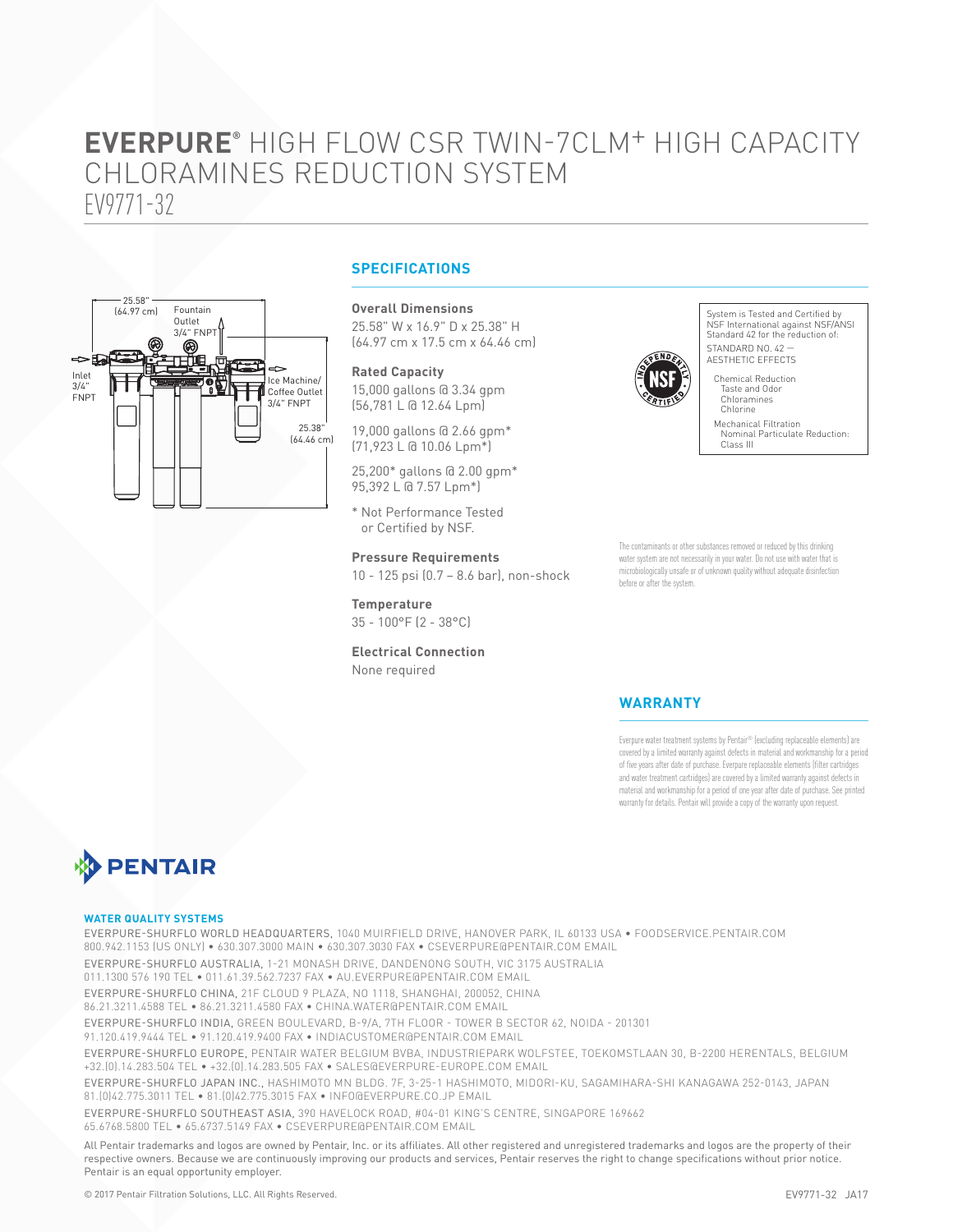# **EVERPURE®** HIGH FLOW CSR TWIN-7CLM+ HIGH CAPACITY CHLORAMINES REDUCTION SYSTEM

EV9771-32

25.58" (64.97 cm)

Fountain Outlet 3/4" FNPT

Inlet 3/4" FNPT

Ice Machine/ Coffee Outlet 3/4" FNPT

25.38" (64.46 cm)

## SPECIFICATIONS

**Overall Dimensions**
25.58" W x 16.9" D x 25.38" H
(64.97 cm x 17.5 cm x 64.46 cm)

**Rated Capacity**
15,000 gallons @ 3.34 gpm
(56,781 L @ 12.64 Lpm)

19,000 gallons @ 2.66 gpm*
(71,923 L @ 10.06 Lpm*)

25,200* gallons @ 2.00 gpm*
95,392 L @ 7.57 Lpm*)

* Not Performance Tested or Certified by NSF.

**Pressure Requirements**
10 - 125 psi (0.7 – 8.6 bar), non-shock

**Temperature**
35 - 100°F (2 - 38°C)

**Electrical Connection**
None required

INDEPENDENTLY NSF CERTIFIED

System is Tested and Certified by NSF International against NSF/ANSI Standard 42 for the reduction of:

STANDARD NO. 42 — AESTHETIC EFFECTS

Chemical Reduction
- Taste and Odor
- Chloramines
- Chlorine

Mechanical Filtration
- Nominal Particulate Reduction: Class III

The contaminants or other substances removed or reduced by this drinking water system are not necessarily in your water. Do not use with water that is microbiologically unsafe or of unknown quality without adequate disinfection before or after the system.

## WARRANTY

Everpure water treatment systems by Pentair® (excluding replaceable elements) are covered by a limited warranty against defects in material and workmanship for a period of five years after date of purchase. Everpure replaceable elements (filter cartridges and water treatment cartridges) are covered by a limited warranty against defects in material and workmanship for a period of one year after date of purchase. See printed warranty for details. Pentair will provide a copy of the warranty upon request.

PENTAIR

**WATER QUALITY SYSTEMS**

EVERPURE-SHURFLO WORLD HEADQUARTERS, 1040 MUIRFIELD DRIVE, HANOVER PARK, IL 60133 USA • FOODSERVICE.PENTAIR.COM
800.942.1153 (US ONLY) • 630.307.3000 MAIN • 630.307.3030 FAX • CSEVERPURE@PENTAIR.COM EMAIL

EVERPURE-SHURFLO AUSTRALIA, 1-21 MONASH DRIVE, DANDENONG SOUTH, VIC 3175 AUSTRALIA
011.1300 576 190 TEL • 011.61.39.562.7237 FAX • AU.EVERPURE@PENTAIR.COM EMAIL

EVERPURE-SHURFLO CHINA, 21F CLOUD 9 PLAZA, NO 1118, SHANGHAI, 200052, CHINA
86.21.3211.4588 TEL • 86.21.3211.4580 FAX • CHINA.WATER@PENTAIR.COM EMAIL

EVERPURE-SHURFLO INDIA, GREEN BOULEVARD, B-9/A, 7TH FLOOR - TOWER B SECTOR 62, NOIDA - 201301
91.120.419.9444 TEL • 91.120.419.9400 FAX • INDIACUSTOMER@PENTAIR.COM EMAIL

EVERPURE-SHURFLO EUROPE, PENTAIR WATER BELGIUM BVBA, INDUSTRIEPARK WOLFSTEE, TOEKOMSTLAAN 30, B-2200 HERENTALS, BELGIUM
+32.(0).14.283.504 TEL • +32.(0).14.283.505 FAX • SALES@EVERPURE-EUROPE.COM EMAIL

EVERPURE-SHURFLO JAPAN INC., HASHIMOTO MN BLDG. 7F, 3-25-1 HASHIMOTO, MIDORI-KU, SAGAMIHARA-SHI KANAGAWA 252-0143, JAPAN
81.(0)42.775.3011 TEL • 81.(0)42.775.3015 FAX • INFO@EVERPURE.CO.JP EMAIL

EVERPURE-SHURFLO SOUTHEAST ASIA, 390 HAVELOCK ROAD, #04-01 KING'S CENTRE, SINGAPORE 169662
65.6768.5800 TEL • 65.6737.5149 FAX • CSEVERPURE@PENTAIR.COM EMAIL

All Pentair trademarks and logos are owned by Pentair, Inc. or its affiliates. All other registered and unregistered trademarks and logos are the property of their respective owners. Because we are continuously improving our products and services, Pentair reserves the right to change specifications without prior notice. Pentair is an equal opportunity employer.

© 2017 Pentair Filtration Solutions, LLC. All Rights Reserved.

EV9771-32 JA17